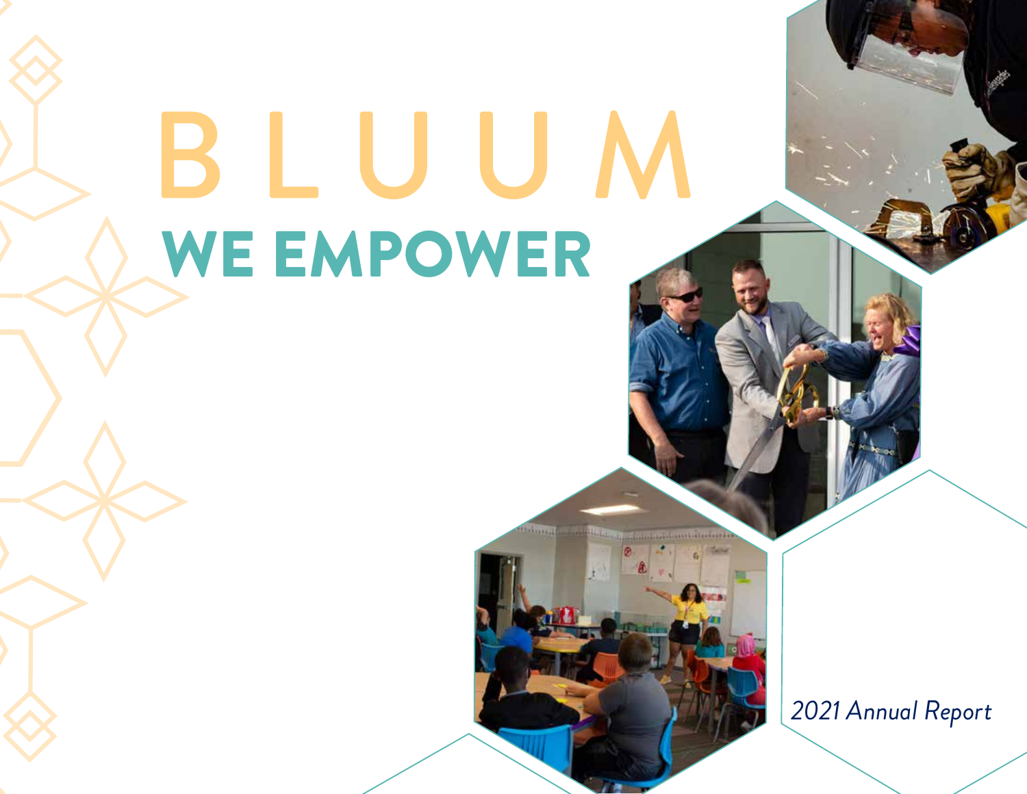# BLUUM

## WE EMPOWER

*2021 Annual Report*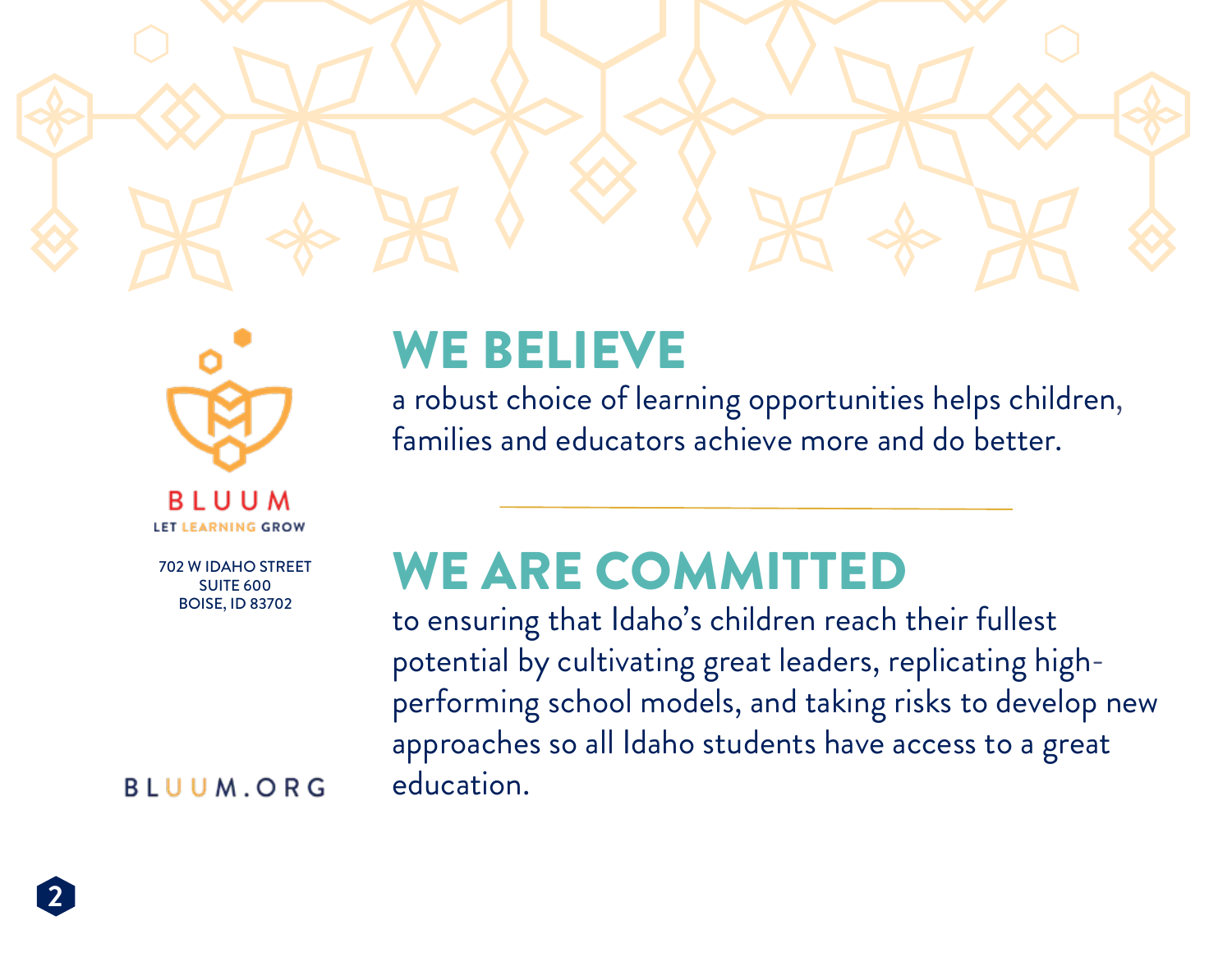BLUUM

LET LEARNING GROW

702 W IDAHO STREET
SUITE 600
BOISE, ID 83702

BLUUM.ORG

## WE BELIEVE

a robust choice of learning opportunities helps children, families and educators achieve more and do better.

---

## WE ARE COMMITTED

to ensuring that Idaho's children reach their fullest potential by cultivating great leaders, replicating high-performing school models, and taking risks to develop new approaches so all Idaho students have access to a great education.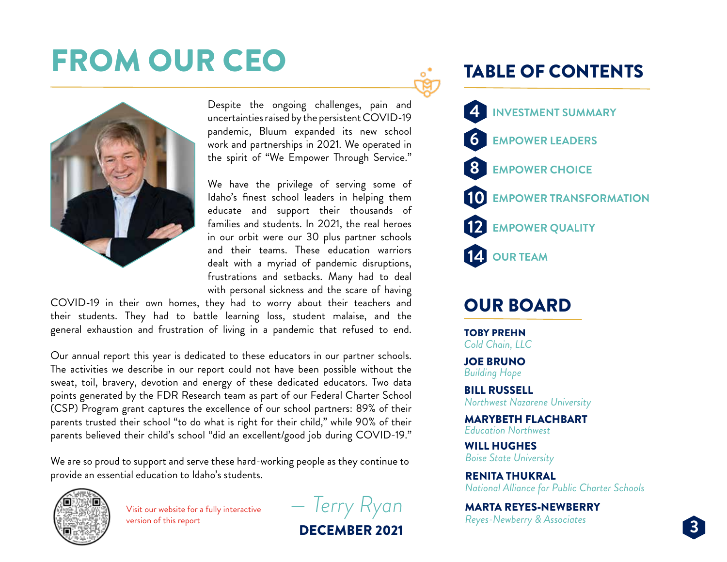# FROM OUR CEO

Despite the ongoing challenges, pain and uncertainties raised by the persistent COVID-19 pandemic, Bluum expanded its new school work and partnerships in 2021. We operated in the spirit of "We Empower Through Service."

We have the privilege of serving some of Idaho's finest school leaders in helping them educate and support their thousands of families and students. In 2021, the real heroes in our orbit were our 30 plus partner schools and their teams. These education warriors dealt with a myriad of pandemic disruptions, frustrations and setbacks. Many had to deal with personal sickness and the scare of having COVID-19 in their own homes, they had to worry about their teachers and their students. They had to battle learning loss, student malaise, and the general exhaustion and frustration of living in a pandemic that refused to end.

Our annual report this year is dedicated to these educators in our partner schools. The activities we describe in our report could not have been possible without the sweat, toil, bravery, devotion and energy of these dedicated educators. Two data points generated by the FDR Research team as part of our Federal Charter School (CSP) Program grant captures the excellence of our school partners: 89% of their parents trusted their school "to do what is right for their child," while 90% of their parents believed their child's school "did an excellent/good job during COVID-19."

We are so proud to support and serve these hard-working people as they continue to provide an essential education to Idaho's students.

Visit our website for a fully interactive version of this report

*— Terry Ryan*

**DECEMBER 2021**

## TABLE OF CONTENTS

- **4** INVESTMENT SUMMARY
- **6** EMPOWER LEADERS
- **8** EMPOWER CHOICE
- **10** EMPOWER TRANSFORMATION
- **12** EMPOWER QUALITY
- **14** OUR TEAM

## OUR BOARD

**TOBY PREHN**
*Cold Chain, LLC*

**JOE BRUNO**
*Building Hope*

**BILL RUSSELL**
*Northwest Nazarene University*

**MARYBETH FLACHBART**
*Education Northwest*

**WILL HUGHES**
*Boise State University*

**RENITA THUKRAL**
*National Alliance for Public Charter Schools*

**MARTA REYES-NEWBERRY**
*Reyes-Newberry & Associates*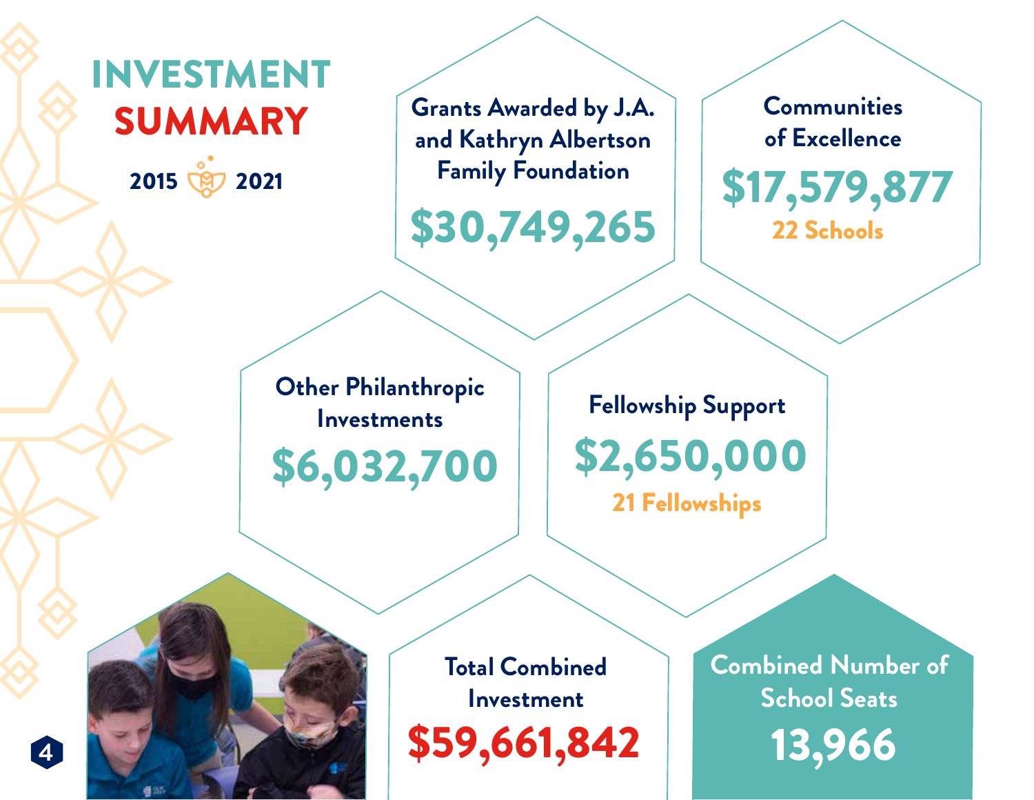# INVESTMENT SUMMARY

**2015 – 2021**

### Grants Awarded by J.A. and Kathryn Albertson Family Foundation

**$30,749,265**

### Communities of Excellence

**$17,579,877**

22 Schools

### Other Philanthropic Investments

**$6,032,700**

### Fellowship Support

**$2,650,000**

21 Fellowships

### Total Combined Investment

**$59,661,842**

### Combined Number of School Seats

**13,966**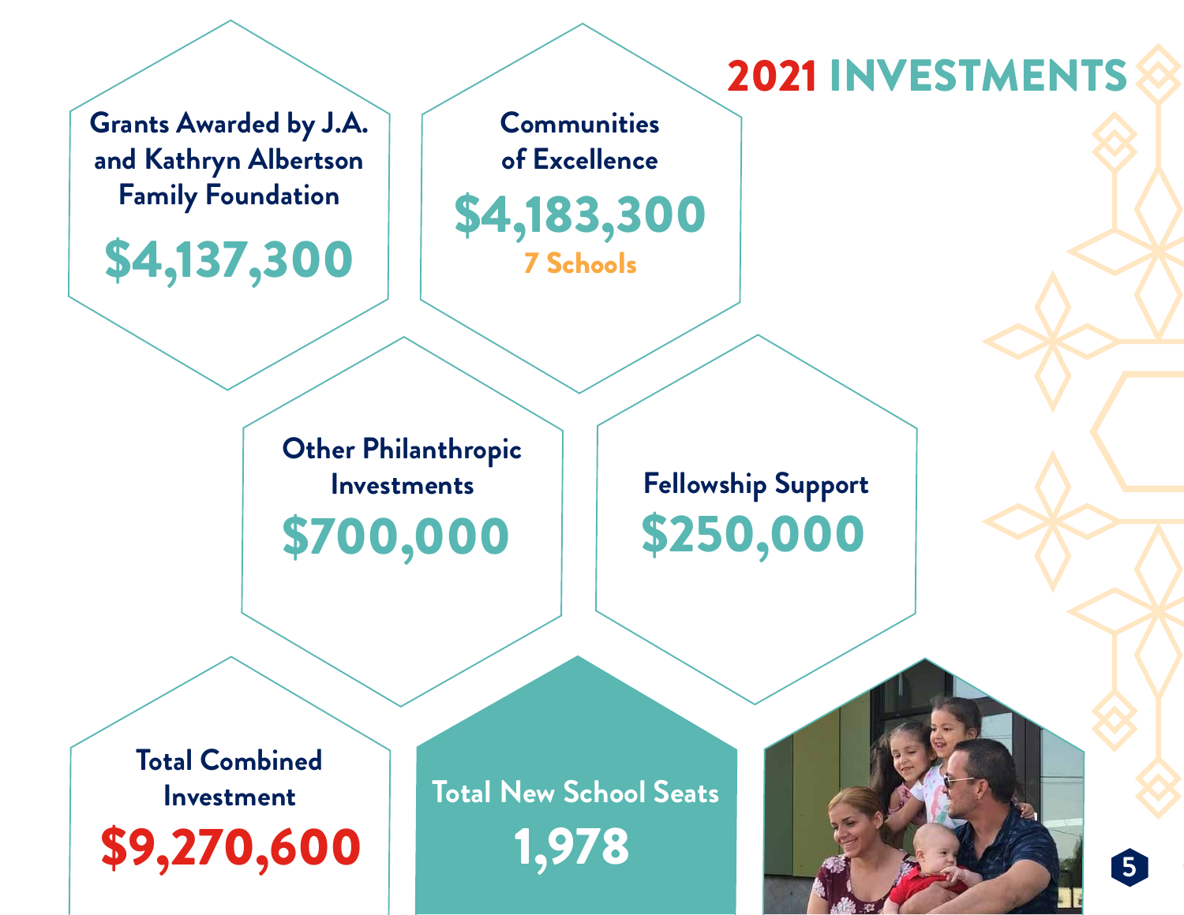# 2021 INVESTMENTS

**Grants Awarded by J.A. and Kathryn Albertson Family Foundation**

**$4,137,300**

**Communities of Excellence**

**$4,183,300**

**7 Schools**

**Other Philanthropic Investments**

**$700,000**

**Fellowship Support**

**$250,000**

**Total Combined Investment**

**$9,270,600**

**Total New School Seats**

**1,978**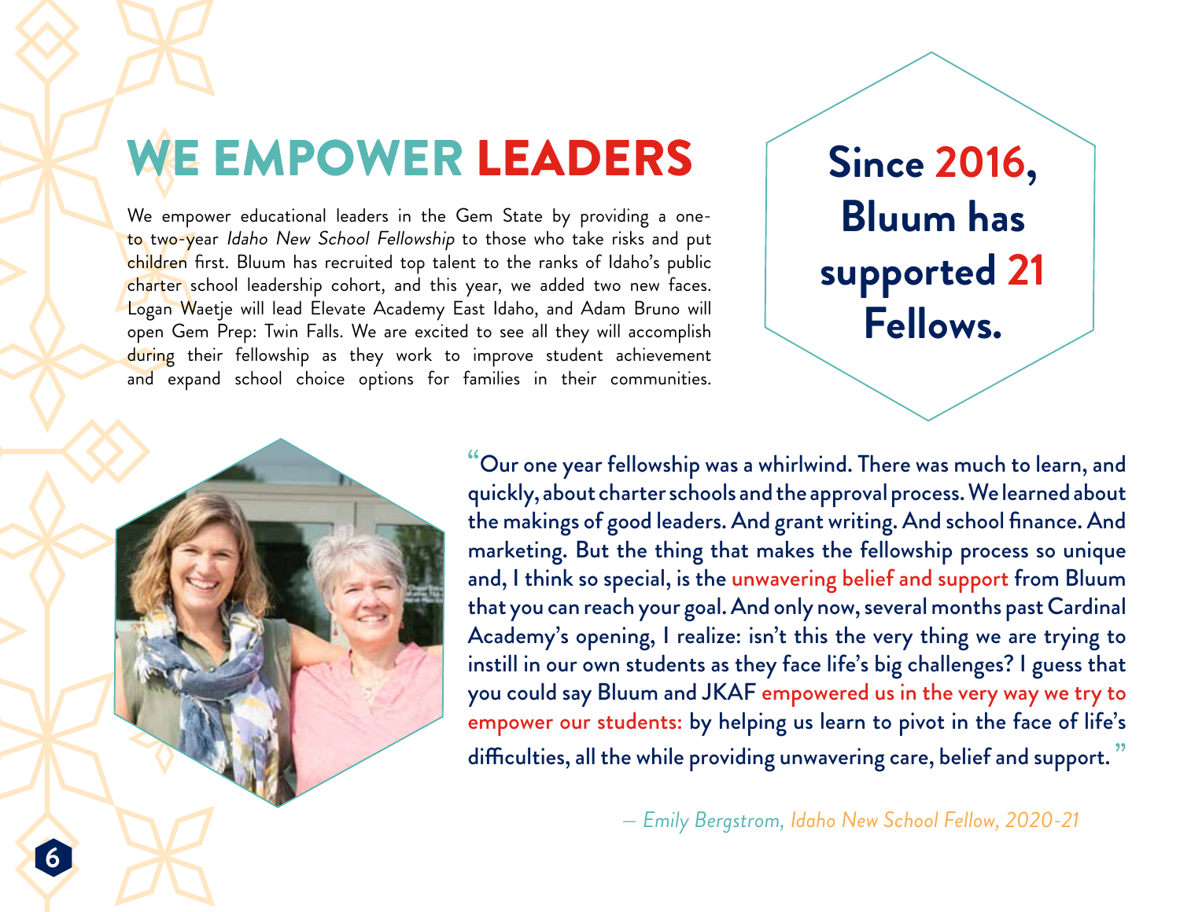# WE EMPOWER LEADERS

We empower educational leaders in the Gem State by providing a one-to two-year *Idaho New School Fellowship* to those who take risks and put children first. Bluum has recruited top talent to the ranks of Idaho's public charter school leadership cohort, and this year, we added two new faces. Logan Waetje will lead Elevate Academy East Idaho, and Adam Bruno will open Gem Prep: Twin Falls. We are excited to see all they will accomplish during their fellowship as they work to improve student achievement and expand school choice options for families in their communities.

**Since 2016, Bluum has supported 21 Fellows.**

"Our one year fellowship was a whirlwind. There was much to learn, and quickly, about charter schools and the approval process. We learned about the makings of good leaders. And grant writing. And school finance. And marketing. But the thing that makes the fellowship process so unique and, I think so special, is the unwavering belief and support from Bluum that you can reach your goal. And only now, several months past Cardinal Academy's opening, I realize: isn't this the very thing we are trying to instill in our own students as they face life's big challenges? I guess that you could say Bluum and JKAF empowered us in the very way we try to empower our students: by helping us learn to pivot in the face of life's difficulties, all the while providing unwavering care, belief and support."

*— Emily Bergstrom, Idaho New School Fellow, 2020-21*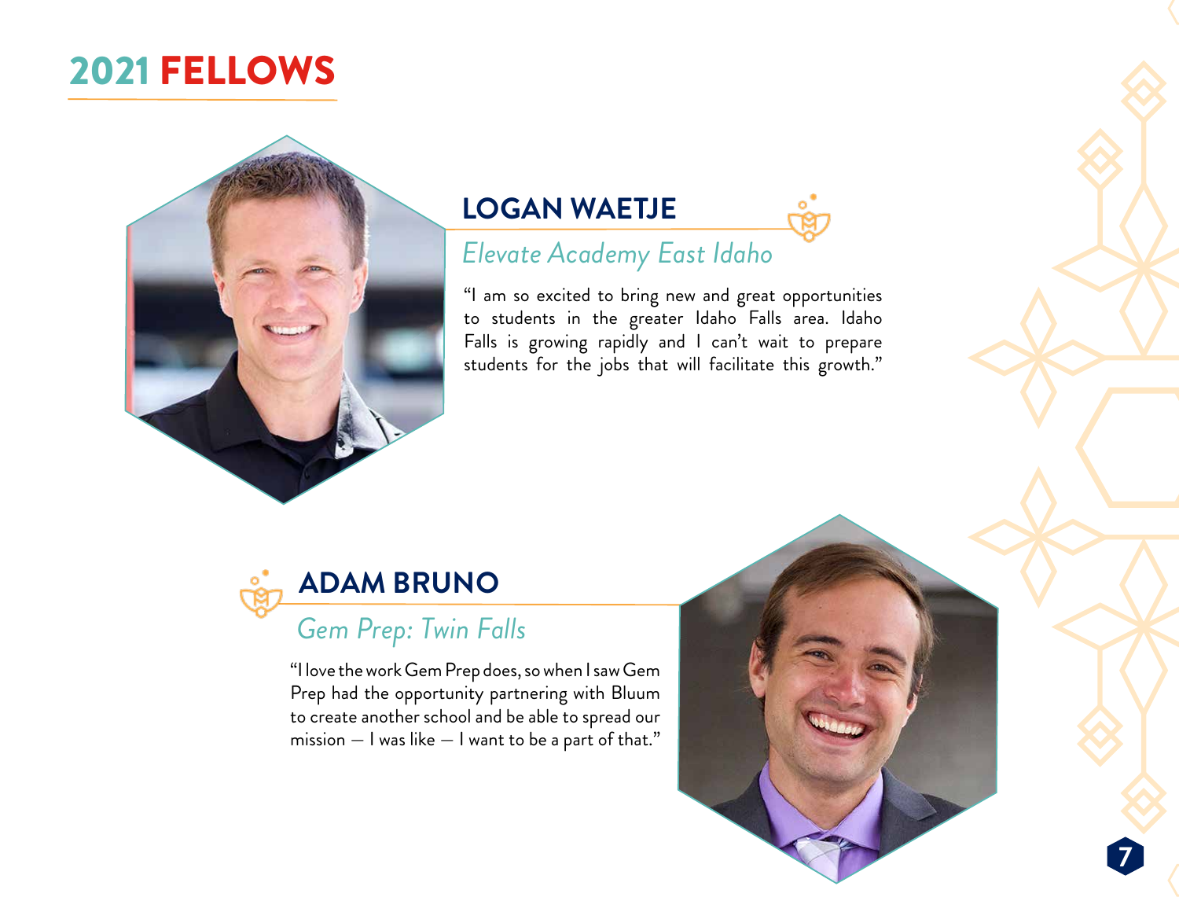# 2021 FELLOWS

## LOGAN WAETJE

*Elevate Academy East Idaho*

"I am so excited to bring new and great opportunities to students in the greater Idaho Falls area. Idaho Falls is growing rapidly and I can't wait to prepare students for the jobs that will facilitate this growth."

## ADAM BRUNO

*Gem Prep: Twin Falls*

"I love the work Gem Prep does, so when I saw Gem Prep had the opportunity partnering with Bluum to create another school and be able to spread our mission — I was like — I want to be a part of that."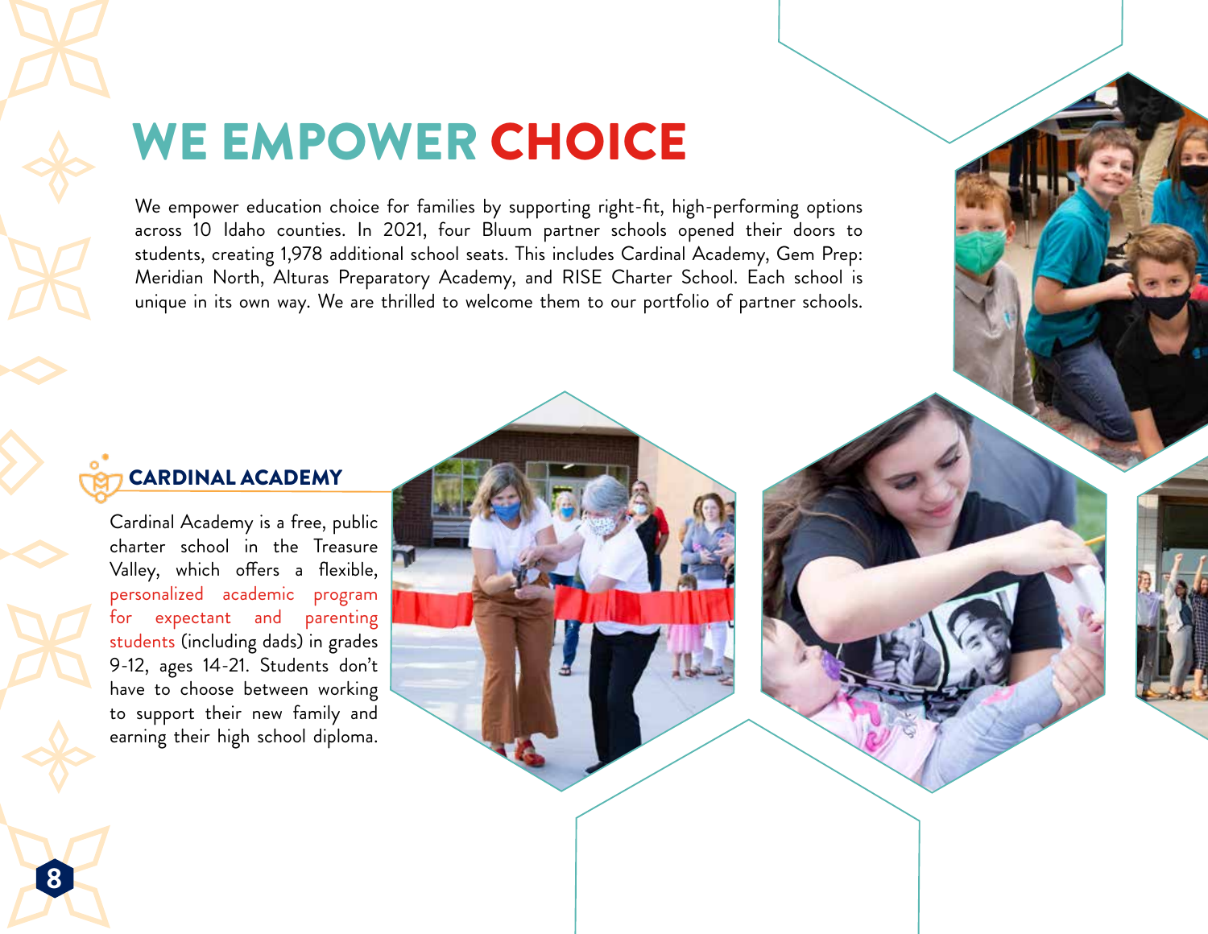# WE EMPOWER CHOICE

We empower education choice for families by supporting right-fit, high-performing options across 10 Idaho counties. In 2021, four Bluum partner schools opened their doors to students, creating 1,978 additional school seats. This includes Cardinal Academy, Gem Prep: Meridian North, Alturas Preparatory Academy, and RISE Charter School. Each school is unique in its own way. We are thrilled to welcome them to our portfolio of partner schools.

## CARDINAL ACADEMY

Cardinal Academy is a free, public charter school in the Treasure Valley, which offers a flexible, personalized academic program for expectant and parenting students (including dads) in grades 9-12, ages 14-21. Students don't have to choose between working to support their new family and earning their high school diploma.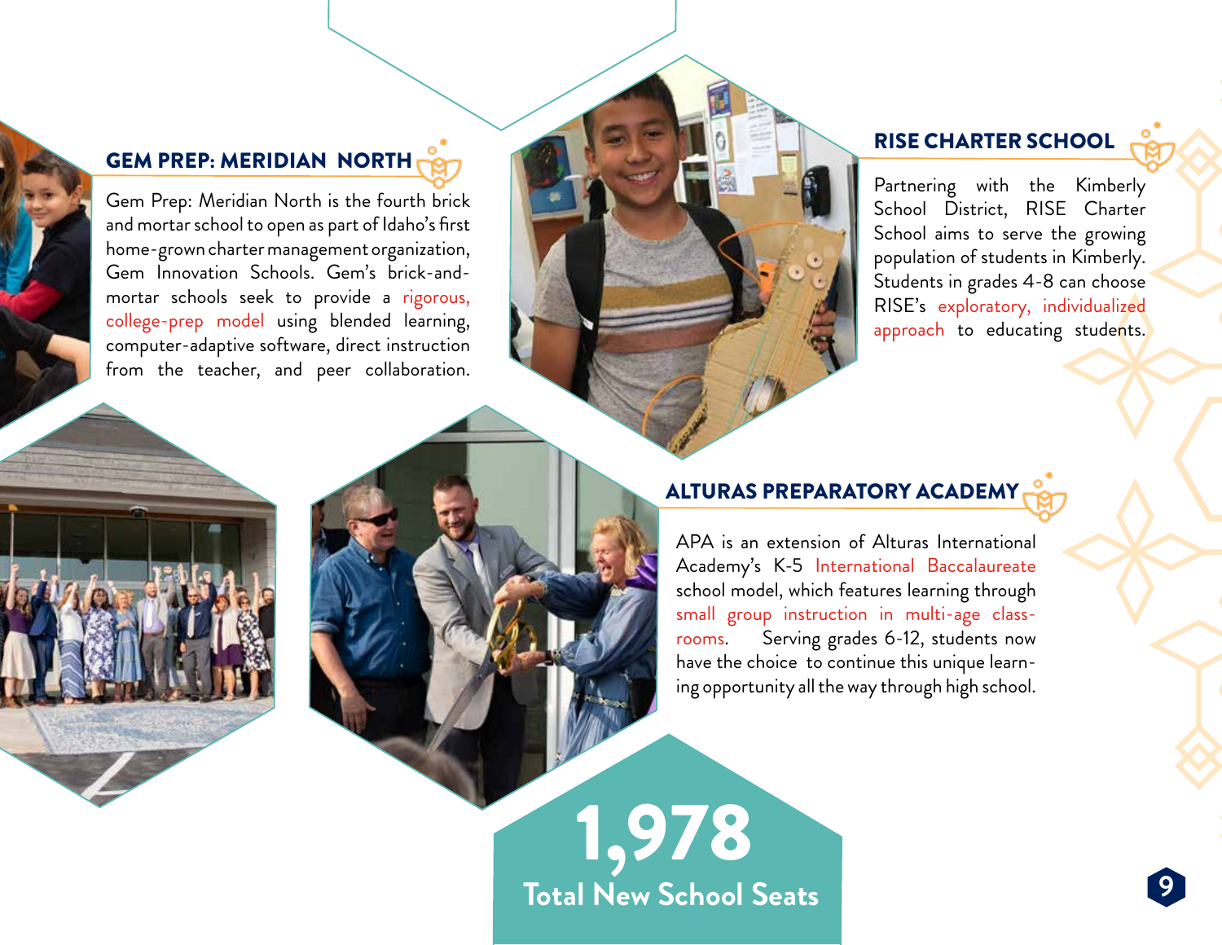## GEM PREP: MERIDIAN NORTH

Gem Prep: Meridian North is the fourth brick and mortar school to open as part of Idaho's first home-grown charter management organization, Gem Innovation Schools. Gem's brick-and-mortar schools seek to provide a rigorous, college-prep model using blended learning, computer-adaptive software, direct instruction from the teacher, and peer collaboration.

## RISE CHARTER SCHOOL

Partnering with the Kimberly School District, RISE Charter School aims to serve the growing population of students in Kimberly. Students in grades 4-8 can choose RISE's exploratory, individualized approach to educating students.

## ALTURAS PREPARATORY ACADEMY

APA is an extension of Alturas International Academy's K-5 International Baccalaureate school model, which features learning through small group instruction in multi-age classrooms. Serving grades 6-12, students now have the choice to continue this unique learning opportunity all the way through high school.

**1,978**
**Total New School Seats**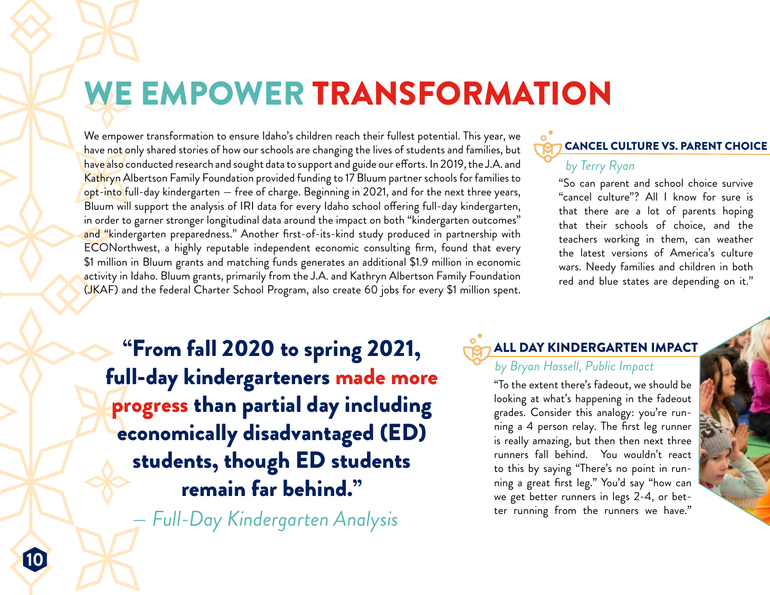# WE EMPOWER TRANSFORMATION

We empower transformation to ensure Idaho's children reach their fullest potential. This year, we have not only shared stories of how our schools are changing the lives of students and families, but have also conducted research and sought data to support and guide our efforts. In 2019, the J.A. and Kathryn Albertson Family Foundation provided funding to 17 Bluum partner schools for families to opt-into full-day kindergarten — free of charge. Beginning in 2021, and for the next three years, Bluum will support the analysis of IRI data for every Idaho school offering full-day kindergarten, in order to garner stronger longitudinal data around the impact on both "kindergarten outcomes" and "kindergarten preparedness." Another first-of-its-kind study produced in partnership with ECONorthwest, a highly reputable independent economic consulting firm, found that every $1 million in Bluum grants and matching funds generates an additional $1.9 million in economic activity in Idaho. Bluum grants, primarily from the J.A. and Kathryn Albertson Family Foundation (JKAF) and the federal Charter School Program, also create 60 jobs for every $1 million spent.

### CANCEL CULTURE VS. PARENT CHOICE

*by Terry Ryan*

"So can parent and school choice survive "cancel culture"? All I know for sure is that there are a lot of parents hoping that their schools of choice, and the teachers working in them, can weather the latest versions of America's culture wars. Needy families and children in both red and blue states are depending on it."

**"From fall 2020 to spring 2021, full-day kindergarteners made more progress than partial day including economically disadvantaged (ED) students, though ED students remain far behind."**

*— Full-Day Kindergarten Analysis*

### ALL DAY KINDERGARTEN IMPACT

*by Bryan Hassell, Public Impact*

"To the extent there's fadeout, we should be looking at what's happening in the fadeout grades. Consider this analogy: you're running a 4 person relay. The first leg runner is really amazing, but then then next three runners fall behind. You wouldn't react to this by saying "There's no point in running a great first leg." You'd say "how can we get better runners in legs 2-4, or better running from the runners we have."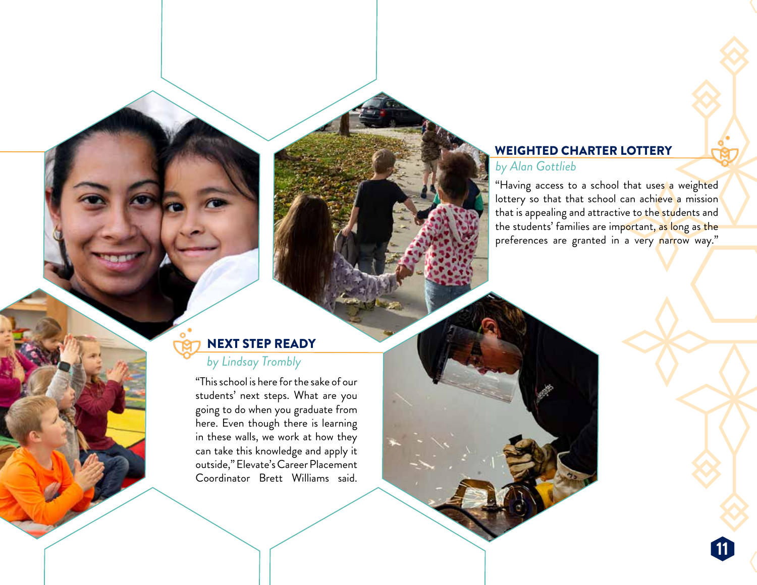## WEIGHTED CHARTER LOTTERY

*by Alan Gottlieb*

"Having access to a school that uses a weighted lottery so that that school can achieve a mission that is appealing and attractive to the students and the students' families are important, as long as the preferences are granted in a very narrow way."

## NEXT STEP READY

*by Lindsay Trombly*

"This school is here for the sake of our students' next steps. What are you going to do when you graduate from here. Even though there is learning in these walls, we work at how they can take this knowledge and apply it outside," Elevate's Career Placement Coordinator Brett Williams said.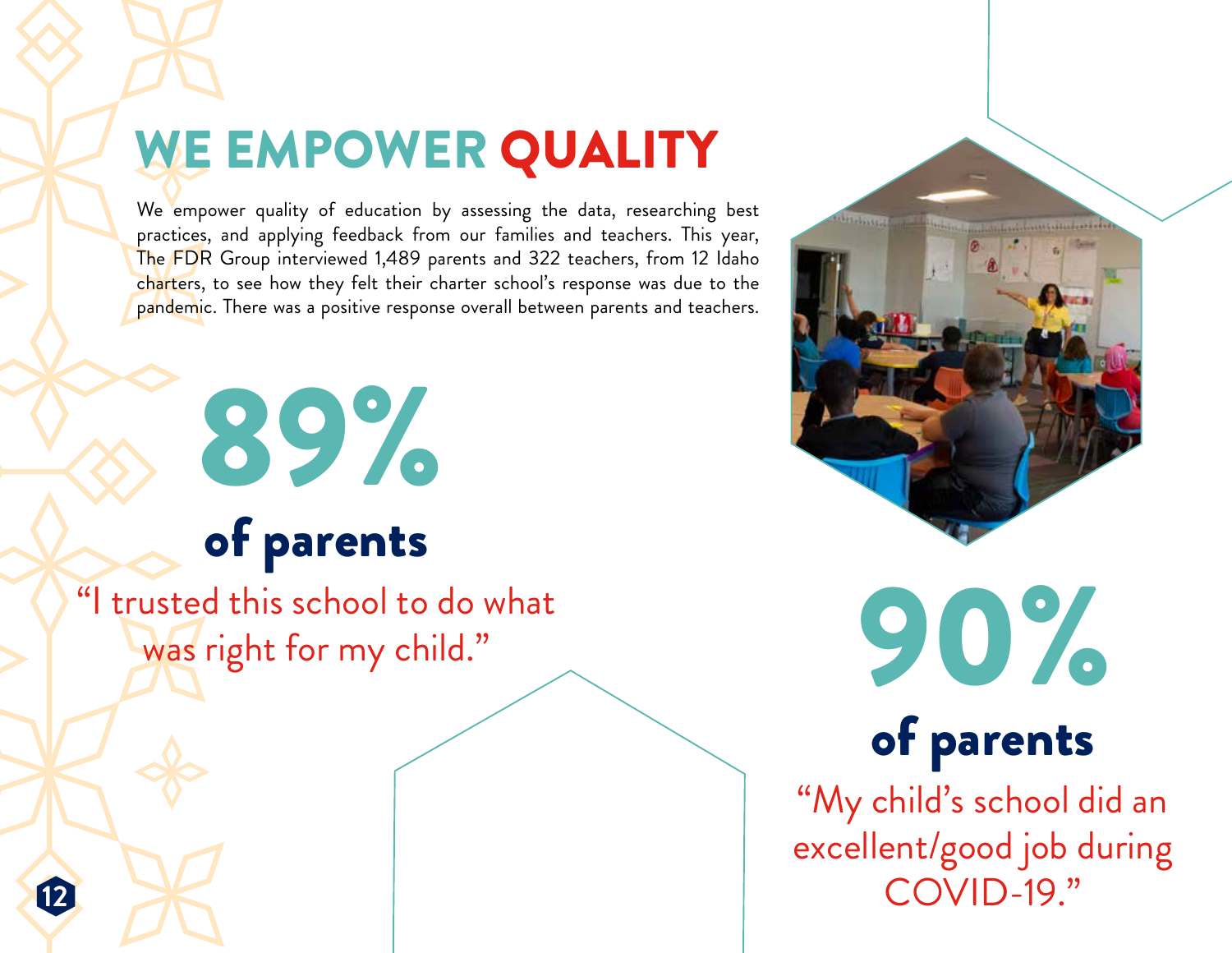# WE EMPOWER QUALITY

We empower quality of education by assessing the data, researching best practices, and applying feedback from our families and teachers. This year, The FDR Group interviewed 1,489 parents and 322 teachers, from 12 Idaho charters, to see how they felt their charter school's response was due to the pandemic. There was a positive response overall between parents and teachers.

## 89%

**of parents**

"I trusted this school to do what was right for my child."

## 90%

**of parents**

"My child's school did an excellent/good job during COVID-19."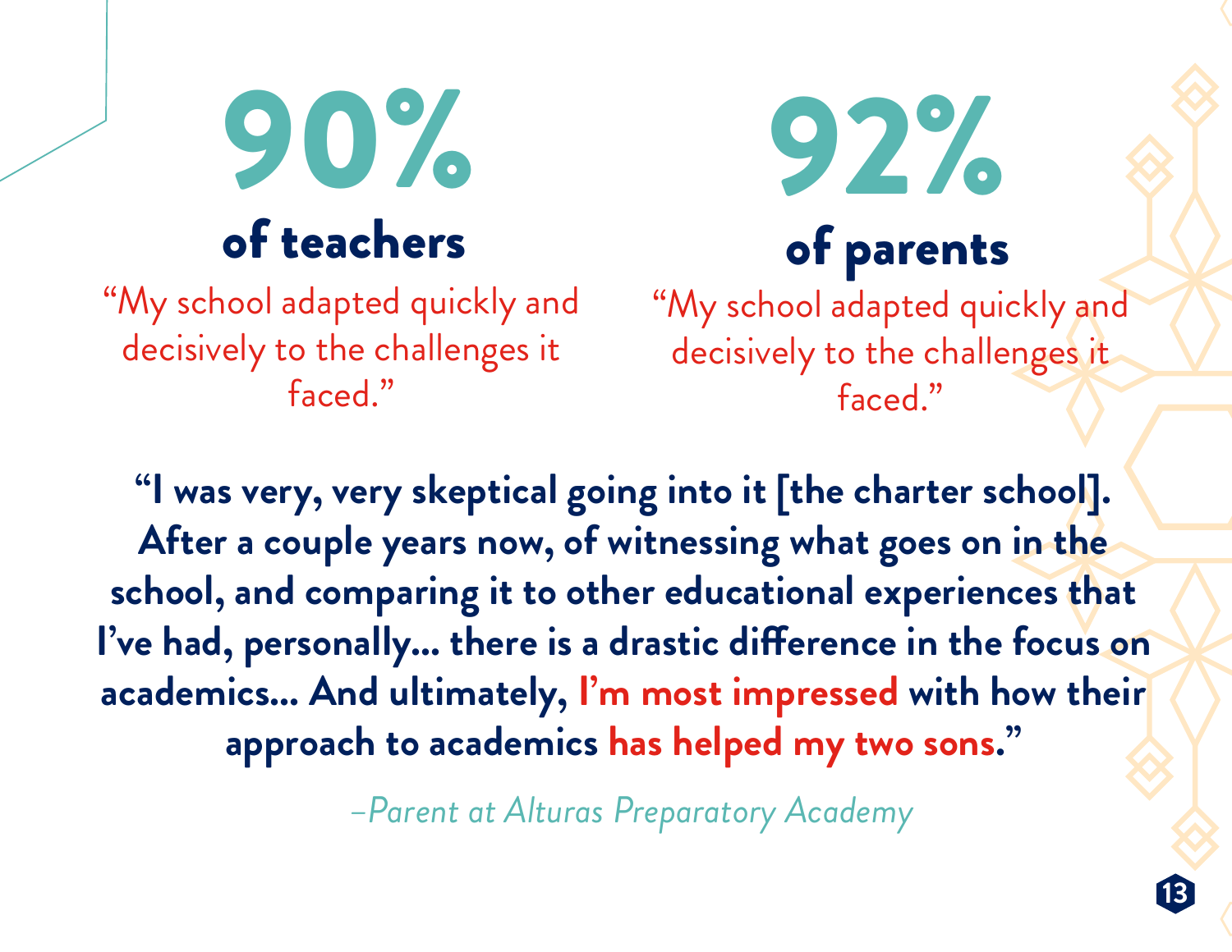## 90%

### of teachers

"My school adapted quickly and decisively to the challenges it faced."

## 92%

### of parents

"My school adapted quickly and decisively to the challenges it faced."

**"I was very, very skeptical going into it [the charter school]. After a couple years now, of witnessing what goes on in the school, and comparing it to other educational experiences that I've had, personally... there is a drastic difference in the focus on academics... And ultimately, I'm most impressed with how their approach to academics has helped my two sons."**

*–Parent at Alturas Preparatory Academy*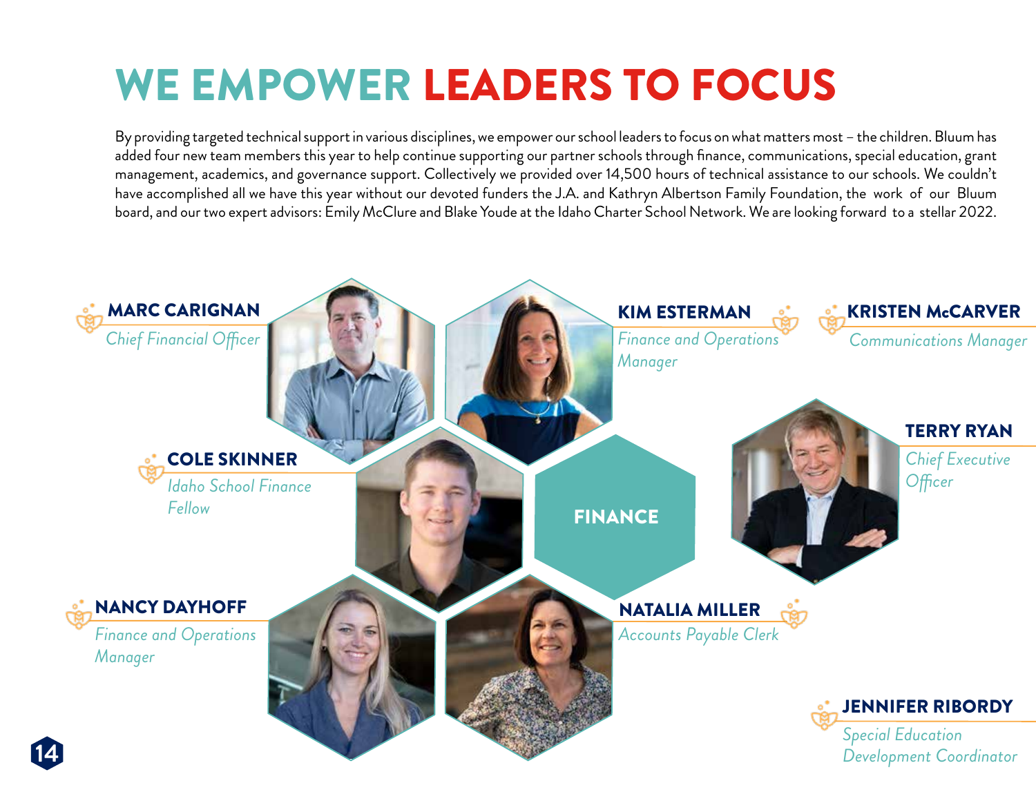# WE EMPOWER LEADERS TO FOCUS

By providing targeted technical support in various disciplines, we empower our school leaders to focus on what matters most – the children. Bluum has added four new team members this year to help continue supporting our partner schools through finance, communications, special education, grant management, academics, and governance support. Collectively we provided over 14,500 hours of technical assistance to our schools. We couldn't have accomplished all we have this year without our devoted funders the J.A. and Kathryn Albertson Family Foundation, the work of our Bluum board, and our two expert advisors: Emily McClure and Blake Youde at the Idaho Charter School Network. We are looking forward to a stellar 2022.

**MARC CARIGNAN**
*Chief Financial Officer*

**KIM ESTERMAN**
*Finance and Operations Manager*

**KRISTEN McCARVER**
*Communications Manager*

**COLE SKINNER**
*Idaho School Finance Fellow*

**FINANCE**

**TERRY RYAN**
*Chief Executive Officer*

**NANCY DAYHOFF**
*Finance and Operations Manager*

**NATALIA MILLER**
*Accounts Payable Clerk*

**JENNIFER RIBORDY**
*Special Education Development Coordinator*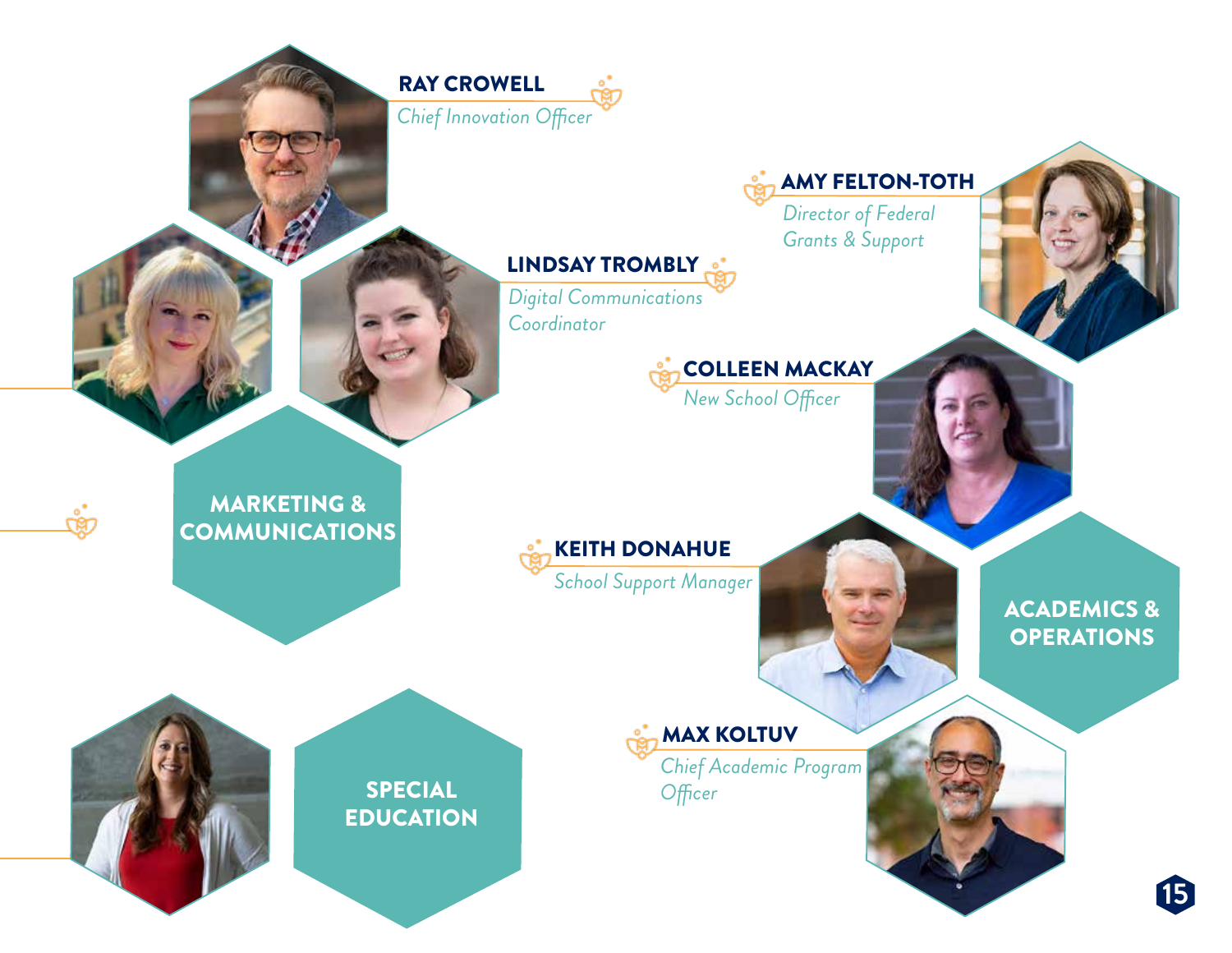**RAY CROWELL**
*Chief Innovation Officer*

**AMY FELTON-TOTH**
*Director of Federal Grants & Support*

**LINDSAY TROMBLY**
*Digital Communications Coordinator*

**COLLEEN MACKAY**
*New School Officer*

## MARKETING & COMMUNICATIONS

**KEITH DONAHUE**
*School Support Manager*

## ACADEMICS & OPERATIONS

**MAX KOLTUV**
*Chief Academic Program Officer*

## SPECIAL EDUCATION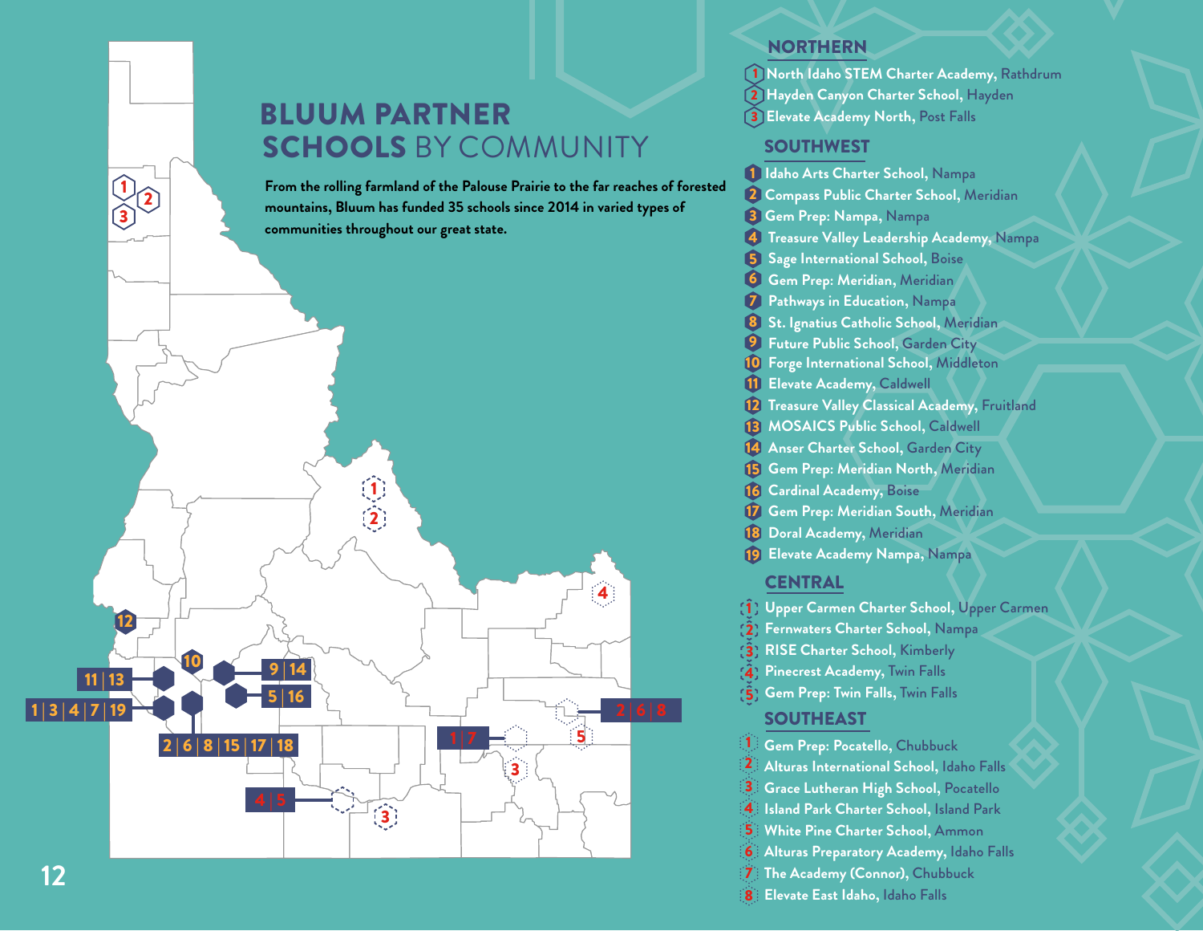# BLUUM PARTNER SCHOOLS BY COMMUNITY

**From the rolling farmland of the Palouse Prairie to the far reaches of forested mountains, Bluum has funded 35 schools since 2014 in varied types of communities throughout our great state.**

## NORTHERN

1. North Idaho STEM Charter Academy, Rathdrum
2. Hayden Canyon Charter School, Hayden
3. Elevate Academy North, Post Falls

## SOUTHWEST

1. Idaho Arts Charter School, Nampa
2. Compass Public Charter School, Meridian
3. Gem Prep: Nampa, Nampa
4. Treasure Valley Leadership Academy, Nampa
5. Sage International School, Boise
6. Gem Prep: Meridian, Meridian
7. Pathways in Education, Nampa
8. St. Ignatius Catholic School, Meridian
9. Future Public School, Garden City
10. Forge International School, Middleton
11. Elevate Academy, Caldwell
12. Treasure Valley Classical Academy, Fruitland
13. MOSAICS Public School, Caldwell
14. Anser Charter School, Garden City
15. Gem Prep: Meridian North, Meridian
16. Cardinal Academy, Boise
17. Gem Prep: Meridian South, Meridian
18. Doral Academy, Meridian
19. Elevate Academy Nampa, Nampa

## CENTRAL

1. Upper Carmen Charter School, Upper Carmen
2. Fernwaters Charter School, Nampa
3. RISE Charter School, Kimberly
4. Pinecrest Academy, Twin Falls
5. Gem Prep: Twin Falls, Twin Falls

## SOUTHEAST

1. Gem Prep: Pocatello, Chubbuck
2. Alturas International School, Idaho Falls
3. Grace Lutheran High School, Pocatello
4. Island Park Charter School, Island Park
5. White Pine Charter School, Ammon
6. Alturas Preparatory Academy, Idaho Falls
7. The Academy (Connor), Chubbuck
8. Elevate East Idaho, Idaho Falls